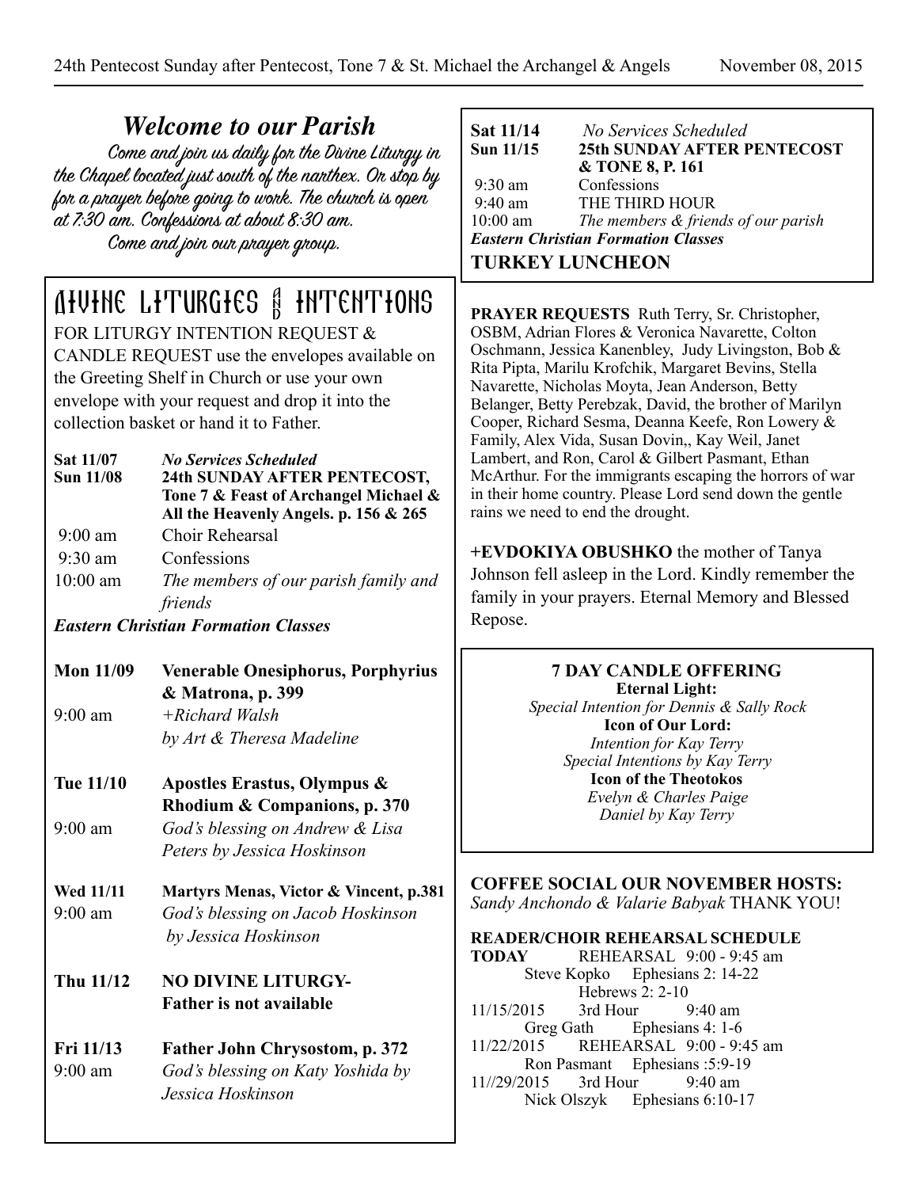## *Welcome to our Parish*

Come and join us daily for the Divine Liturgy in the Chapel located just south of the narthex. Or stop by for a prayer before going to work. The church is open at 7:30 am. Confessions at about 8:30 am.

Come and join our prayer group.

## DIVINE LITURGIES & INTENTIONS

FOR LITURGY INTENTION REQUEST & CANDLE REQUEST use the envelopes available on the Greeting Shelf in Church or use your own envelope with your request and drop it into the collection basket or hand it to Father.

**Sat 11/07** *No Services Scheduled*

**Sun 11/08** **24th SUNDAY AFTER PENTECOST, Tone 7 & Feast of Archangel Michael & All the Heavenly Angels. p. 156 & 265**

9:00 am Choir Rehearsal

9:30 am Confessions

10:00 am *The members of our parish family and friends*

***Eastern Christian Formation Classes***

**Mon 11/09** **Venerable Onesiphorus, Porphyrius & Matrona, p. 399**

9:00 am *+Richard Walsh by Art & Theresa Madeline*

**Tue 11/10** **Apostles Erastus, Olympus & Rhodium & Companions, p. 370**

9:00 am *God's blessing on Andrew & Lisa Peters by Jessica Hoskinson*

**Wed 11/11** **Martyrs Menas, Victor & Vincent, p.381**

9:00 am *God's blessing on Jacob Hoskinson by Jessica Hoskinson*

**Thu 11/12** **NO DIVINE LITURGY- Father is not available**

**Fri 11/13** **Father John Chrysostom, p. 372**

9:00 am *God's blessing on Katy Yoshida by Jessica Hoskinson*

**Sat 11/14** *No Services Scheduled*

**Sun 11/15** **25th SUNDAY AFTER PENTECOST & TONE 8, P. 161**

9:30 am Confessions

9:40 am THE THIRD HOUR

10:00 am *The members & friends of our parish*

***Eastern Christian Formation Classes***

**TURKEY LUNCHEON**

**PRAYER REQUESTS** Ruth Terry, Sr. Christopher, OSBM, Adrian Flores & Veronica Navarette, Colton Oschmann, Jessica Kanenbley, Judy Livingston, Bob & Rita Pipta, Marilu Krofchik, Margaret Bevins, Stella Navarette, Nicholas Moyta, Jean Anderson, Betty Belanger, Betty Perebzak, David, the brother of Marilyn Cooper, Richard Sesma, Deanna Keefe, Ron Lowery & Family, Alex Vida, Susan Dovin,, Kay Weil, Janet Lambert, and Ron, Carol & Gilbert Pasmant, Ethan McArthur. For the immigrants escaping the horrors of war in their home country. Please Lord send down the gentle rains we need to end the drought.

**+EVDOKIYA OBUSHKO** the mother of Tanya Johnson fell asleep in the Lord. Kindly remember the family in your prayers. Eternal Memory and Blessed Repose.

**7 DAY CANDLE OFFERING**

**Eternal Light:**
*Special Intention for Dennis & Sally Rock*

**Icon of Our Lord:**
*Intention for Kay Terry*
*Special Intentions by Kay Terry*

**Icon of the Theotokos**
*Evelyn & Charles Paige*
*Daniel by Kay Terry*

**COFFEE SOCIAL OUR NOVEMBER HOSTS:** *Sandy Anchondo & Valarie Babyak* THANK YOU!

**READER/CHOIR REHEARSAL SCHEDULE**

**TODAY** REHEARSAL 9:00 - 9:45 am
Steve Kopko Ephesians 2: 14-22
Hebrews 2: 2-10

11/15/2015 3rd Hour 9:40 am
Greg Gath Ephesians 4: 1-6

11/22/2015 REHEARSAL 9:00 - 9:45 am
Ron Pasmant Ephesians :5:9-19

11//29/2015 3rd Hour 9:40 am
Nick Olszyk Ephesians 6:10-17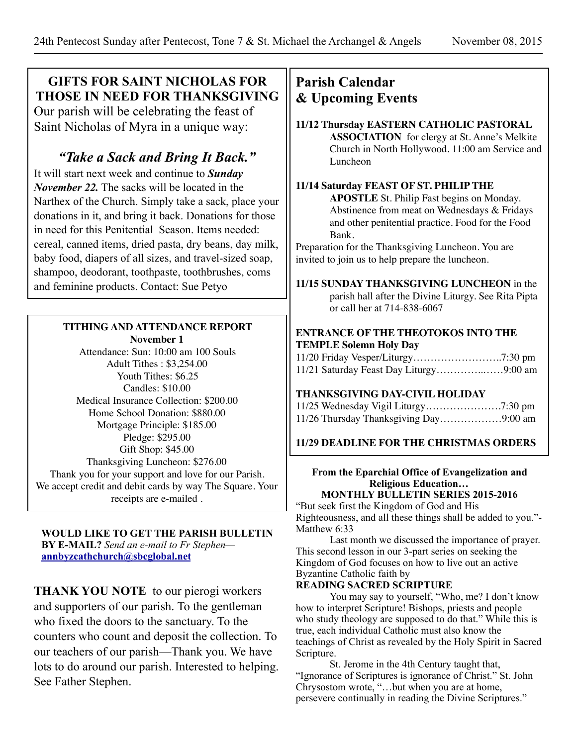## GIFTS FOR SAINT NICHOLAS FOR THOSE IN NEED FOR THANKSGIVING

Our parish will be celebrating the feast of Saint Nicholas of Myra in a unique way:

### *"Take a Sack and Bring It Back."*

It will start next week and continue to ***Sunday November 22.*** The sacks will be located in the Narthex of the Church. Simply take a sack, place your donations in it, and bring it back. Donations for those in need for this Penitential Season. Items needed: cereal, canned items, dried pasta, dry beans, day milk, baby food, diapers of all sizes, and travel-sized soap, shampoo, deodorant, toothpaste, toothbrushes, coms and feminine products. Contact: Sue Petyo

**TITHING AND ATTENDANCE REPORT**
**November 1**

Attendance: Sun: 10:00 am 100 Souls
Adult Tithes : $3,254.00
Youth Tithes: $6.25
Candles: $10.00
Medical Insurance Collection: $200.00
Home School Donation: $880.00
Mortgage Principle: $185.00
Pledge: $295.00
Gift Shop: $45.00
Thanksgiving Luncheon: $276.00

Thank you for your support and love for our Parish. We accept credit and debit cards by way The Square. Your receipts are e-mailed .

**WOULD LIKE TO GET THE PARISH BULLETIN BY E-MAIL?** *Send an e-mail to Fr Stephen—* **annbyzcathchurch@sbcglobal.net**

**THANK YOU NOTE** to our pierogi workers and supporters of our parish. To the gentleman who fixed the doors to the sanctuary. To the counters who count and deposit the collection. To our teachers of our parish—Thank you. We have lots to do around our parish. Interested to helping. See Father Stephen.

## Parish Calendar & Upcoming Events

**11/12 Thursday EASTERN CATHOLIC PASTORAL ASSOCIATION** for clergy at St. Anne's Melkite Church in North Hollywood. 11:00 am Service and Luncheon

**11/14 Saturday FEAST OF ST. PHILIP THE APOSTLE** St. Philip Fast begins on Monday. Abstinence from meat on Wednesdays & Fridays and other penitential practice. Food for the Food Bank.

Preparation for the Thanksgiving Luncheon. You are invited to join us to help prepare the luncheon.

**11/15 SUNDAY THANKSGIVING LUNCHEON** in the parish hall after the Divine Liturgy. See Rita Pipta or call her at 714-838-6067

**ENTRANCE OF THE THEOTOKOS INTO THE TEMPLE Solemn Holy Day**

11/20 Friday Vesper/Liturgy……………………..7:30 pm
11/21 Saturday Feast Day Liturgy…………..……9:00 am

**THANKSGIVING DAY-CIVIL HOLIDAY**

11/25 Wednesday Vigil Liturgy………………….7:30 pm
11/26 Thursday Thanksgiving Day………………9:00 am

**11/29 DEADLINE FOR THE CHRISTMAS ORDERS**

**From the Eparchial Office of Evangelization and Religious Education…**
**MONTHLY BULLETIN SERIES 2015-2016**

"But seek first the Kingdom of God and His Righteousness, and all these things shall be added to you."-Matthew 6:33

Last month we discussed the importance of prayer. This second lesson in our 3-part series on seeking the Kingdom of God focuses on how to live out an active Byzantine Catholic faith by

**READING SACRED SCRIPTURE**

You may say to yourself, "Who, me? I don't know how to interpret Scripture! Bishops, priests and people who study theology are supposed to do that." While this is true, each individual Catholic must also know the teachings of Christ as revealed by the Holy Spirit in Sacred Scripture.

St. Jerome in the 4th Century taught that, "Ignorance of Scriptures is ignorance of Christ." St. John Chrysostom wrote, "…but when you are at home, persevere continually in reading the Divine Scriptures."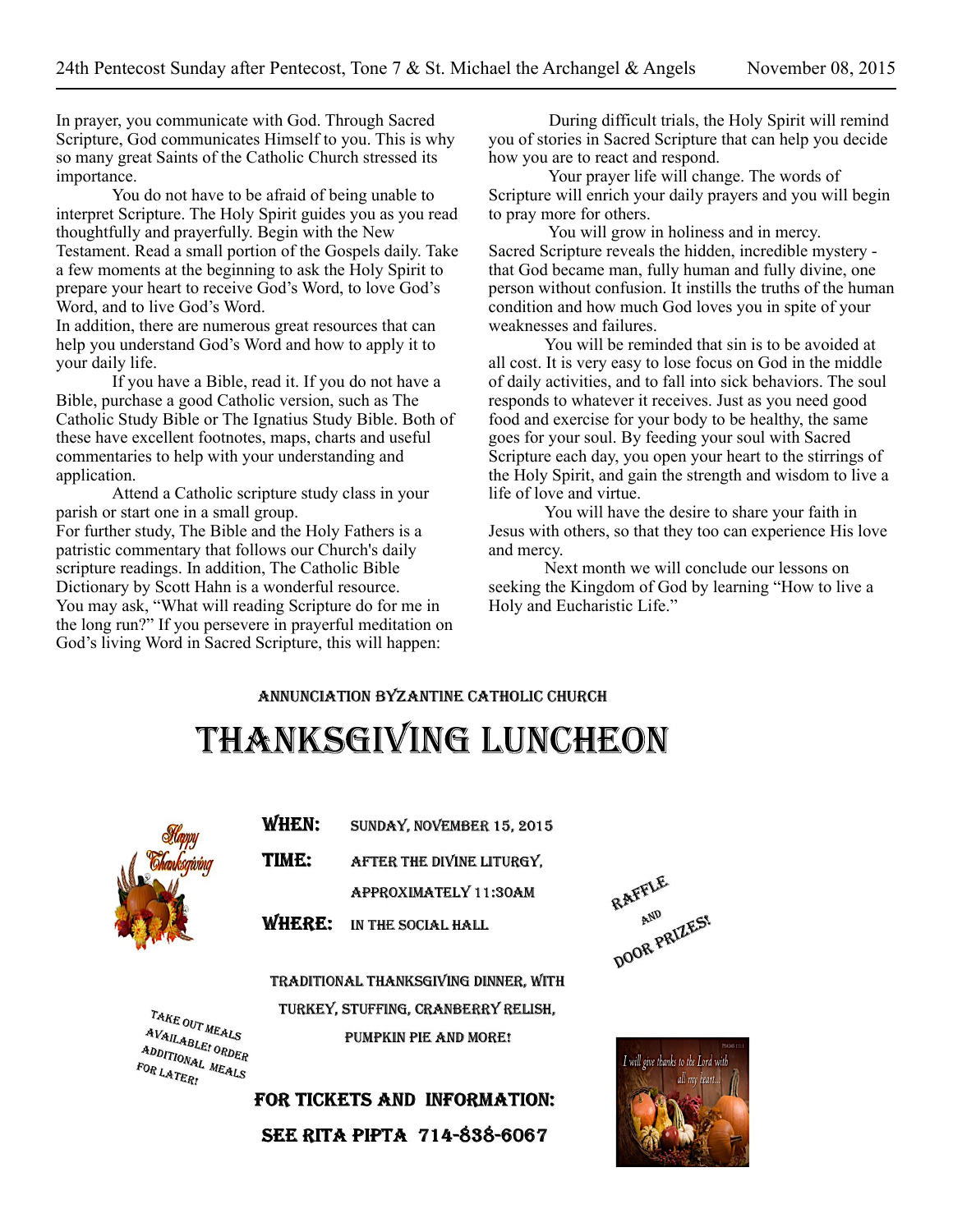In prayer, you communicate with God. Through Sacred Scripture, God communicates Himself to you. This is why so many great Saints of the Catholic Church stressed its importance.

You do not have to be afraid of being unable to interpret Scripture. The Holy Spirit guides you as you read thoughtfully and prayerfully. Begin with the New Testament. Read a small portion of the Gospels daily. Take a few moments at the beginning to ask the Holy Spirit to prepare your heart to receive God's Word, to love God's Word, and to live God's Word.

In addition, there are numerous great resources that can help you understand God's Word and how to apply it to your daily life.

If you have a Bible, read it. If you do not have a Bible, purchase a good Catholic version, such as The Catholic Study Bible or The Ignatius Study Bible. Both of these have excellent footnotes, maps, charts and useful commentaries to help with your understanding and application.

Attend a Catholic scripture study class in your parish or start one in a small group.

For further study, The Bible and the Holy Fathers is a patristic commentary that follows our Church's daily scripture readings. In addition, The Catholic Bible Dictionary by Scott Hahn is a wonderful resource.

You may ask, "What will reading Scripture do for me in the long run?" If you persevere in prayerful meditation on God's living Word in Sacred Scripture, this will happen:

During difficult trials, the Holy Spirit will remind you of stories in Sacred Scripture that can help you decide how you are to react and respond.

Your prayer life will change. The words of Scripture will enrich your daily prayers and you will begin to pray more for others.

You will grow in holiness and in mercy. Sacred Scripture reveals the hidden, incredible mystery - that God became man, fully human and fully divine, one person without confusion. It instills the truths of the human condition and how much God loves you in spite of your weaknesses and failures.

You will be reminded that sin is to be avoided at all cost. It is very easy to lose focus on God in the middle of daily activities, and to fall into sick behaviors. The soul responds to whatever it receives. Just as you need good food and exercise for your body to be healthy, the same goes for your soul. By feeding your soul with Sacred Scripture each day, you open your heart to the stirrings of the Holy Spirit, and gain the strength and wisdom to live a life of love and virtue.

You will have the desire to share your faith in Jesus with others, so that they too can experience His love and mercy.

Next month we will conclude our lessons on seeking the Kingdom of God by learning "How to live a Holy and Eucharistic Life."

### ANNUNCIATION BYZANTINE CATHOLIC CHURCH

# THANKSGIVING LUNCHEON

**WHEN:** SUNDAY, NOVEMBER 15, 2015

**TIME:** AFTER THE DIVINE LITURGY, APPROXIMATELY 11:30AM

**WHERE:** IN THE SOCIAL HALL

RAFFLE AND DOOR PRIZES!

TRADITIONAL THANKSGIVING DINNER, WITH TURKEY, STUFFING, CRANBERRY RELISH, PUMPKIN PIE AND MORE!

TAKE OUT MEALS AVAILABLE! ORDER ADDITIONAL MEALS FOR LATER!

**FOR TICKETS AND INFORMATION:**

**SEE RITA PIPTA 714-838-6067**